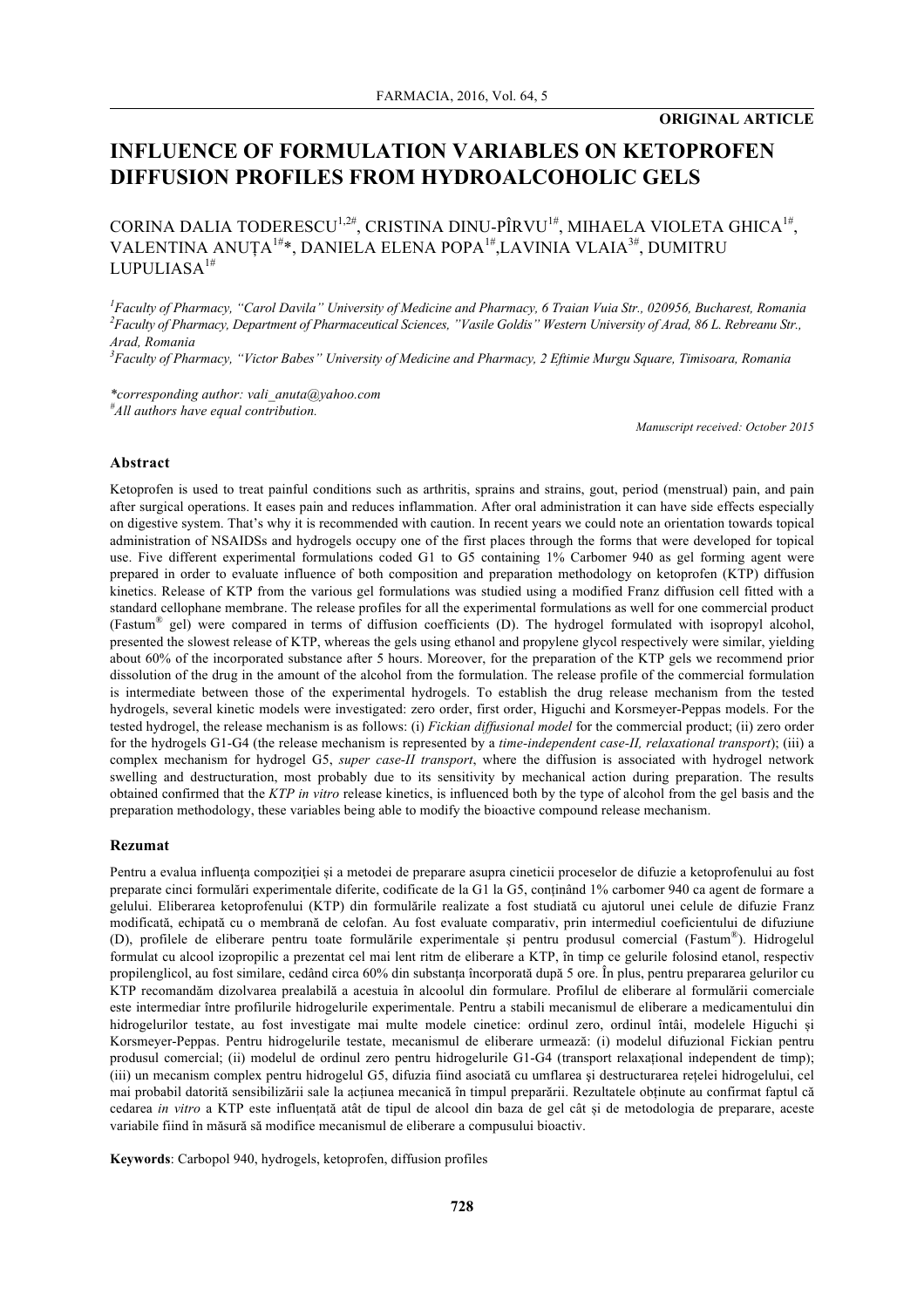**ORIGINAL ARTICLE**

# INFLUENCE OF FORMULATION VARIABLES ON KETOPROFEN DIFFUSION PROFILES FROM HYDROALCOHOLIC GELS

CORINA DALIA TODERESCU[1,2#], CRISTINA DINU-PÎRVU[1#], MIHAELA VIOLETA GHICA[1#], VALENTINA ANUȚA[1#]*, DANIELA ELENA POPA[1#], LAVINIA VLAIA[3#], DUMITRU LUPULIASA[1#]

*[1]Faculty of Pharmacy, "Carol Davila" University of Medicine and Pharmacy, 6 Traian Vuia Str., 020956, Bucharest, Romania*
*[2]Faculty of Pharmacy, Department of Pharmaceutical Sciences, "Vasile Goldis" Western University of Arad, 86 L. Rebreanu Str., Arad, Romania*
*[3]Faculty of Pharmacy, "Victor Babes" University of Medicine and Pharmacy, 2 Eftimie Murgu Square, Timisoara, Romania*

*\*corresponding author: vali_anuta@yahoo.com*
*[#]All authors have equal contribution.*

*Manuscript received: October 2015*

## Abstract

Ketoprofen is used to treat painful conditions such as arthritis, sprains and strains, gout, period (menstrual) pain, and pain after surgical operations. It eases pain and reduces inflammation. After oral administration it can have side effects especially on digestive system. That's why it is recommended with caution. In recent years we could note an orientation towards topical administration of NSAIDSs and hydrogels occupy one of the first places through the forms that were developed for topical use. Five different experimental formulations coded G1 to G5 containing 1% Carbomer 940 as gel forming agent were prepared in order to evaluate influence of both composition and preparation methodology on ketoprofen (KTP) diffusion kinetics. Release of KTP from the various gel formulations was studied using a modified Franz diffusion cell fitted with a standard cellophane membrane. The release profiles for all the experimental formulations as well for one commercial product (Fastum® gel) were compared in terms of diffusion coefficients (D). The hydrogel formulated with isopropyl alcohol, presented the slowest release of KTP, whereas the gels using ethanol and propylene glycol respectively were similar, yielding about 60% of the incorporated substance after 5 hours. Moreover, for the preparation of the KTP gels we recommend prior dissolution of the drug in the amount of the alcohol from the formulation. The release profile of the commercial formulation is intermediate between those of the experimental hydrogels. To establish the drug release mechanism from the tested hydrogels, several kinetic models were investigated: zero order, first order, Higuchi and Korsmeyer-Peppas models. For the tested hydrogel, the release mechanism is as follows: (i) *Fickian diffusional model* for the commercial product; (ii) zero order for the hydrogels G1-G4 (the release mechanism is represented by a *time-independent case-II, relaxational transport*); (iii) a complex mechanism for hydrogel G5, *super case-II transport*, where the diffusion is associated with hydrogel network swelling and destructuration, most probably due to its sensitivity by mechanical action during preparation. The results obtained confirmed that the *KTP in vitro* release kinetics, is influenced both by the type of alcohol from the gel basis and the preparation methodology, these variables being able to modify the bioactive compound release mechanism.

## Rezumat

Pentru a evalua influența compoziției și a metodei de preparare asupra cineticii proceselor de difuzie a ketoprofenului au fost preparate cinci formulări experimentale diferite, codificate de la G1 la G5, conținând 1% carbomer 940 ca agent de formare a gelului. Eliberarea ketoprofenului (KTP) din formulările realizate a fost studiată cu ajutorul unei celule de difuzie Franz modificată, echipată cu o membrană de celofan. Au fost evaluate comparativ, prin intermediul coeficientului de difuziune (D), profilele de eliberare pentru toate formulările experimentale și pentru produsul comercial (Fastum®). Hidrogelul formulat cu alcool izopropilic a prezentat cel mai lent ritm de eliberare a KTP, în timp ce gelurile folosind etanol, respectiv propilenglicol, au fost similare, cedând circa 60% din substanța încorporată după 5 ore. În plus, pentru prepararea gelurilor cu KTP recomandăm dizolvarea prealabilă a acestuia în alcoolul din formulare. Profilul de eliberare al formulării comerciale este intermediar între profilurile hidrogelurile experimentale. Pentru a stabili mecanismul de eliberare a medicamentului din hidrogelurilor testate, au fost investigate mai multe modele cinetice: ordinul zero, ordinul întâi, modelele Higuchi și Korsmeyer-Peppas. Pentru hidrogelurile testate, mecanismul de eliberare urmează: (i) modelul difuzional Fickian pentru produsul comercial; (ii) modelul de ordin zero pentru hidrogelurile G1-G4 (transport relaxațional independent de timp); (iii) un mecanism complex pentru hidrogelul G5, difuzia fiind asociată cu umflarea și destructurarea rețelei hidrogelului, cel mai probabil datorită sensibilizării sale la acțiunea mecanică în timpul preparării. Rezultatele obținute au confirmat faptul că cedarea *in vitro* a KTP este influențată atât de tipul de alcool din baza de gel cât și de metodologia de preparare, aceste variabile fiind în măsură să modifice mecanismul de eliberare a compusului bioactiv.

**Keywords**: Carbopol 940, hydrogels, ketoprofen, diffusion profiles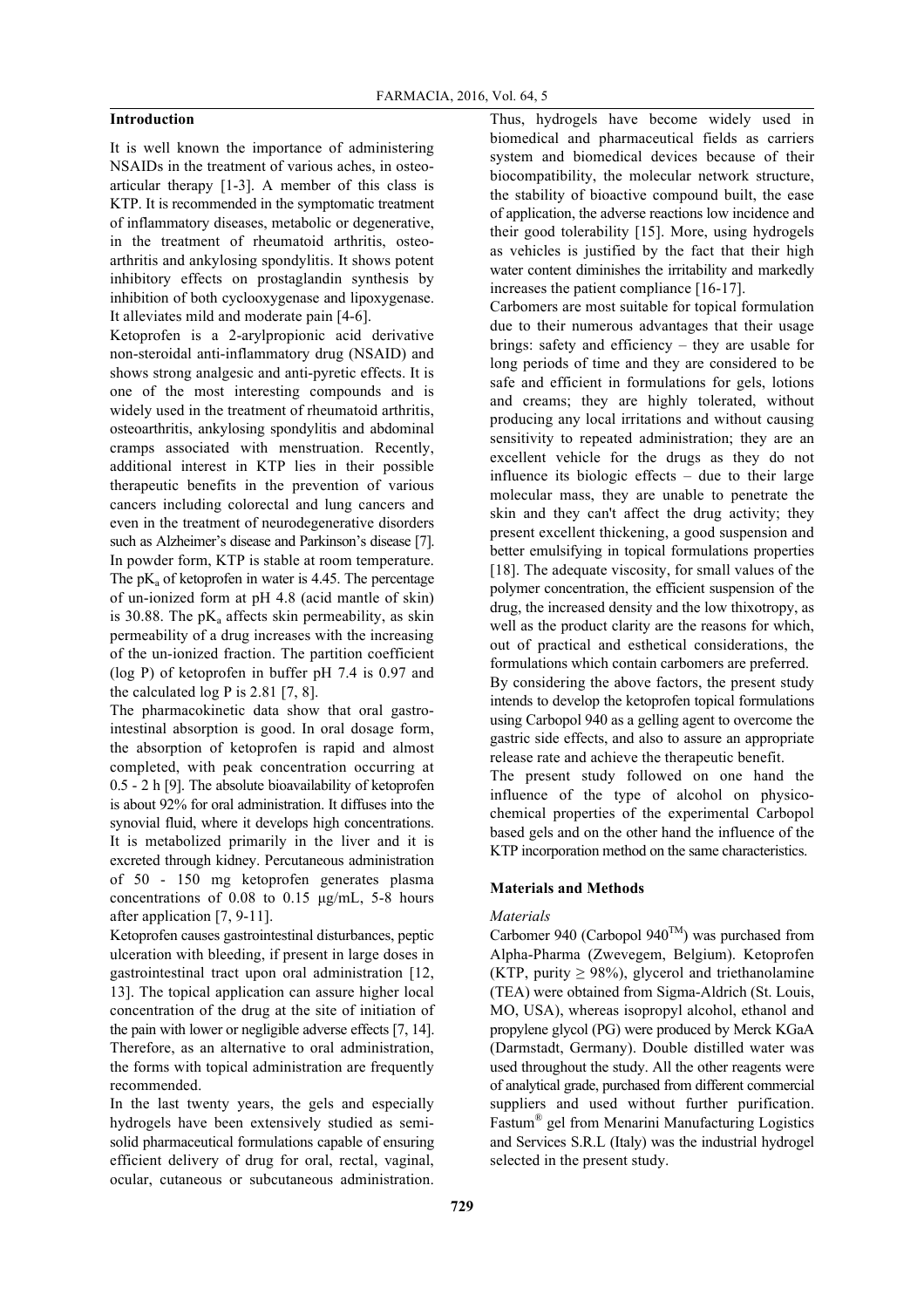## Introduction

It is well known the importance of administering NSAIDs in the treatment of various aches, in osteo-articular therapy [1-3]. A member of this class is KTP. It is recommended in the symptomatic treatment of inflammatory diseases, metabolic or degenerative, in the treatment of rheumatoid arthritis, osteo-arthritis and ankylosing spondylitis. It shows potent inhibitory effects on prostaglandin synthesis by inhibition of both cyclooxygenase and lipoxygenase. It alleviates mild and moderate pain [4-6].

Ketoprofen is a 2-arylpropionic acid derivative non-steroidal anti-inflammatory drug (NSAID) and shows strong analgesic and anti-pyretic effects. It is one of the most interesting compounds and is widely used in the treatment of rheumatoid arthritis, osteoarthritis, ankylosing spondylitis and abdominal cramps associated with menstruation. Recently, additional interest in KTP lies in their possible therapeutic benefits in the prevention of various cancers including colorectal and lung cancers and even in the treatment of neurodegenerative disorders such as Alzheimer's disease and Parkinson's disease [7]. In powder form, KTP is stable at room temperature. The $pK_a$ of ketoprofen in water is 4.45. The percentage of un-ionized form at pH 4.8 (acid mantle of skin) is 30.88. The $pK_a$ affects skin permeability, as skin permeability of a drug increases with the increasing of the un-ionized fraction. The partition coefficient (log P) of ketoprofen in buffer pH 7.4 is 0.97 and the calculated log P is 2.81 [7, 8].

The pharmacokinetic data show that oral gastro-intestinal absorption is good. In oral dosage form, the absorption of ketoprofen is rapid and almost completed, with peak concentration occurring at 0.5 - 2 h [9]. The absolute bioavailability of ketoprofen is about 92% for oral administration. It diffuses into the synovial fluid, where it develops high concentrations. It is metabolized primarily in the liver and it is excreted through kidney. Percutaneous administration of 50 - 150 mg ketoprofen generates plasma concentrations of 0.08 to 0.15 µg/mL, 5-8 hours after application [7, 9-11].

Ketoprofen causes gastrointestinal disturbances, peptic ulceration with bleeding, if present in large doses in gastrointestinal tract upon oral administration [12, 13]. The topical application can assure higher local concentration of the drug at the site of initiation of the pain with lower or negligible adverse effects [7, 14]. Therefore, as an alternative to oral administration, the forms with topical administration are frequently recommended.

In the last twenty years, the gels and especially hydrogels have been extensively studied as semi-solid pharmaceutical formulations capable of ensuring efficient delivery of drug for oral, rectal, vaginal, ocular, cutaneous or subcutaneous administration. Thus, hydrogels have become widely used in biomedical and pharmaceutical fields as carriers system and biomedical devices because of their biocompatibility, the molecular network structure, the stability of bioactive compound built, the ease of application, the adverse reactions low incidence and their good tolerability [15]. More, using hydrogels as vehicles is justified by the fact that their high water content diminishes the irritability and markedly increases the patient compliance [16-17].

Carbomers are most suitable for topical formulation due to their numerous advantages that their usage brings: safety and efficiency – they are usable for long periods of time and they are considered to be safe and efficient in formulations for gels, lotions and creams; they are highly tolerated, without producing any local irritations and without causing sensitivity to repeated administration; they are an excellent vehicle for the drugs as they do not influence its biologic effects – due to their large molecular mass, they are unable to penetrate the skin and they can't affect the drug activity; they present excellent thickening, a good suspension and better emulsifying in topical formulations properties [18]. The adequate viscosity, for small values of the polymer concentration, the efficient suspension of the drug, the increased density and the low thixotropy, as well as the product clarity are the reasons for which, out of practical and esthetical considerations, the formulations which contain carbomers are preferred.

By considering the above factors, the present study intends to develop the ketoprofen topical formulations using Carbopol 940 as a gelling agent to overcome the gastric side effects, and also to assure an appropriate release rate and achieve the therapeutic benefit.

The present study followed on one hand the influence of the type of alcohol on physico-chemical properties of the experimental Carbopol based gels and on the other hand the influence of the KTP incorporation method on the same characteristics.

## Materials and Methods

*Materials*

Carbomer 940 (Carbopol 940[TM]) was purchased from Alpha-Pharma (Zwevegem, Belgium). Ketoprofen (KTP, purity ≥ 98%), glycerol and triethanolamine (TEA) were obtained from Sigma-Aldrich (St. Louis, MO, USA), whereas isopropyl alcohol, ethanol and propylene glycol (PG) were produced by Merck KGaA (Darmstadt, Germany). Double distilled water was used throughout the study. All the other reagents were of analytical grade, purchased from different commercial suppliers and used without further purification. Fastum® gel from Menarini Manufacturing Logistics and Services S.R.L (Italy) was the industrial hydrogel selected in the present study.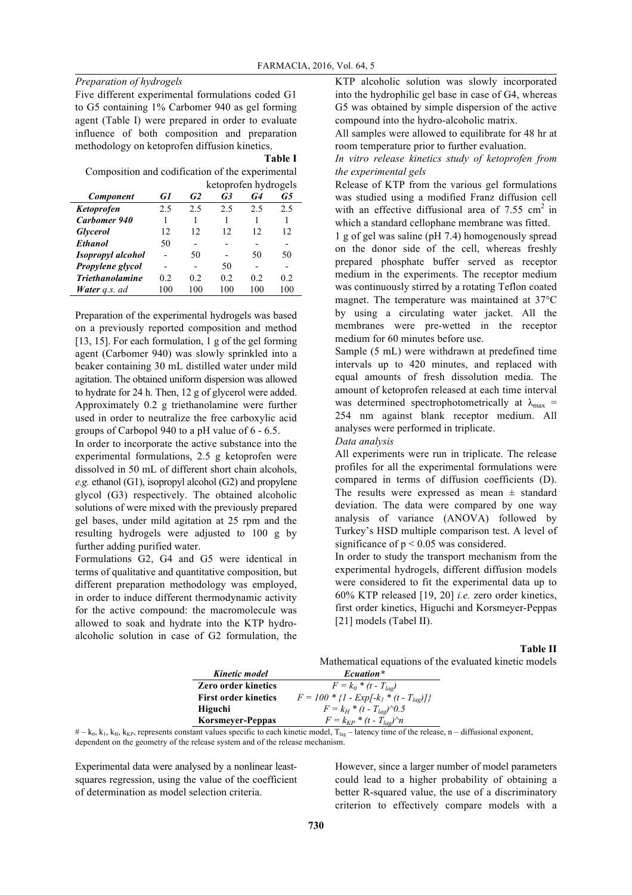*Preparation of hydrogels*

Five different experimental formulations coded G1 to G5 containing 1% Carbomer 940 as gel forming agent (Table I) were prepared in order to evaluate influence of both composition and preparation methodology on ketoprofen diffusion kinetics.

**Table I**

Composition and codification of the experimental ketoprofen hydrogels

| *Component* | *G1* | *G2* | *G3* | *G4* | *G5* |
|---|---|---|---|---|---|
| ***Ketoprofen*** | 2.5 | 2.5 | 2.5 | 2.5 | 2.5 |
| ***Carbomer 940*** | 1 | 1 | 1 | 1 | 1 |
| ***Glycerol*** | 12 | 12 | 12 | 12 | 12 |
| ***Ethanol*** | 50 | - | - | - | - |
| ***Isopropyl alcohol*** | - | 50 | - | 50 | 50 |
| ***Propylene glycol*** | - | - | 50 | - | - |
| ***Triethanolamine*** | 0.2 | 0.2 | 0.2 | 0.2 | 0.2 |
| ***Water** q.s. ad* | 100 | 100 | 100 | 100 | 100 |

Preparation of the experimental hydrogels was based on a previously reported composition and method [13, 15]. For each formulation, 1 g of the gel forming agent (Carbomer 940) was slowly sprinkled into a beaker containing 30 mL distilled water under mild agitation. The obtained uniform dispersion was allowed to hydrate for 24 h. Then, 12 g of glycerol were added. Approximately 0.2 g triethanolamine were further used in order to neutralize the free carboxylic acid groups of Carbopol 940 to a pH value of 6 - 6.5.

In order to incorporate the active substance into the experimental formulations, 2.5 g ketoprofen were dissolved in 50 mL of different short chain alcohols, *e.g.* ethanol (G1), isopropyl alcohol (G2) and propylene glycol (G3) respectively. The obtained alcoholic solutions of were mixed with the previously prepared gel bases, under mild agitation at 25 rpm and the resulting hydrogels were adjusted to 100 g by further adding purified water.

Formulations G2, G4 and G5 were identical in terms of qualitative and quantitative composition, but different preparation methodology was employed, in order to induce different thermodynamic activity for the active compound: the macromolecule was allowed to soak and hydrate into the KTP hydro-alcoholic solution in case of G2 formulation, the KTP alcoholic solution was slowly incorporated into the hydrophilic gel base in case of G4, whereas G5 was obtained by simple dispersion of the active compound into the hydro-alcoholic matrix.

All samples were allowed to equilibrate for 48 hr at room temperature prior to further evaluation.

*In vitro release kinetics study of ketoprofen from the experimental gels*

Release of KTP from the various gel formulations was studied using a modified Franz diffusion cell with an effective diffusional area of 7.55 $cm^2$ in which a standard cellophane membrane was fitted.

1 g of gel was saline (pH 7.4) homogenously spread on the donor side of the cell, whereas freshly prepared phosphate buffer served as receptor medium in the experiments. The receptor medium was continuously stirred by a rotating Teflon coated magnet. The temperature was maintained at 37°C by using a circulating water jacket. All the membranes were pre-wetted in the receptor medium for 60 minutes before use.

Sample (5 mL) were withdrawn at predefined time intervals up to 420 minutes, and replaced with equal amounts of fresh dissolution media. The amount of ketoprofen released at each time interval was determined spectrophotometrically at $\lambda_{max}$ = 254 nm against blank receptor medium. All analyses were performed in triplicate.

*Data analysis*

All experiments were run in triplicate. The release profiles for all the experimental formulations were compared in terms of diffusion coefficients (D). The results were expressed as mean ± standard deviation. The data were compared by one way analysis of variance (ANOVA) followed by Turkey's HSD multiple comparison test. A level of significance of $p < 0.05$ was considered.

In order to study the transport mechanism from the experimental hydrogels, different diffusion models were considered to fit the experimental data up to 60% KTP released [19, 20] *i.e.* zero order kinetics, first order kinetics, Higuchi and Korsmeyer-Peppas [21] models (Tabel II).

**Table II**

Mathematical equations of the evaluated kinetic models

| *Kinetic model* | *Ecuation\** |
|---|---|
| **Zero order kinetics** | $F = k_0 * (t - T_{lag})$ |
| **First order kinetics** | $F = 100 * \{1 - Exp[-k_1 * (t - T_{lag})]\}$ |
| **Higuchi** | $F = k_H * (t - T_{lag})$^0.5 |
| **Korsmeyer-Peppas** | $F = k_{KP} * (t - T_{lag})$^n |

\# – $k_0$, $k_1$, $k_H$, $k_{KP}$, represents constant values specific to each kinetic model, $T_{lag}$ – latency time of the release, n – diffusional exponent, dependent on the geometry of the release system and of the release mechanism.

Experimental data were analysed by a nonlinear least-squares regression, using the value of the coefficient of determination as model selection criteria.

However, since a larger number of model parameters could lead to a higher probability of obtaining a better R-squared value, the use of a discriminatory criterion to effectively compare models with a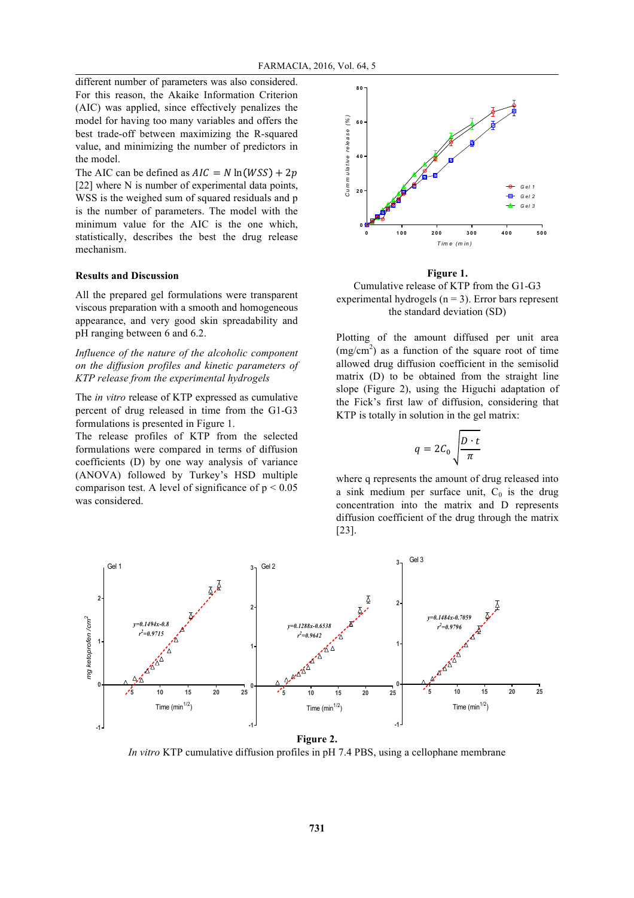different number of parameters was also considered. For this reason, the Akaike Information Criterion (AIC) was applied, since effectively penalizes the model for having too many variables and offers the best trade-off between maximizing the R-squared value, and minimizing the number of predictors in the model.

The AIC can be defined as $AIC = N\ln(WSS) + 2p$ [22] where N is number of experimental data points, WSS is the weighed sum of squared residuals and p is the number of parameters. The model with the minimum value for the AIC is the one which, statistically, describes the best the drug release mechanism.

## Results and Discussion

All the prepared gel formulations were transparent viscous preparation with a smooth and homogeneous appearance, and very good skin spreadability and pH ranging between 6 and 6.2.

*Influence of the nature of the alcoholic component on the diffusion profiles and kinetic parameters of KTP release from the experimental hydrogels*

The *in vitro* release of KTP expressed as cumulative percent of drug released in time from the G1-G3 formulations is presented in Figure 1.

The release profiles of KTP from the selected formulations were compared in terms of diffusion coefficients (D) by one way analysis of variance (ANOVA) followed by Turkey's HSD multiple comparison test. A level of significance of $p < 0.05$ was considered.

**Figure 1.**
Cumulative release of KTP from the G1-G3 experimental hydrogels (n = 3). Error bars represent the standard deviation (SD)

Plotting of the amount diffused per unit area ($mg/cm^2$) as a function of the square root of time allowed drug diffusion coefficient in the semisolid matrix (D) to be obtained from the straight line slope (Figure 2), using the Higuchi adaptation of the Fick's first law of diffusion, considering that KTP is totally in solution in the gel matrix:

$$q = 2C_0\sqrt{\frac{D \cdot t}{\pi}}$$

where q represents the amount of drug released into a sink medium per surface unit, $C_0$ is the drug concentration into the matrix and D represents diffusion coefficient of the drug through the matrix [23].

**Figure 2.**
*In vitro* KTP cumulative diffusion profiles in pH 7.4 PBS, using a cellophane membrane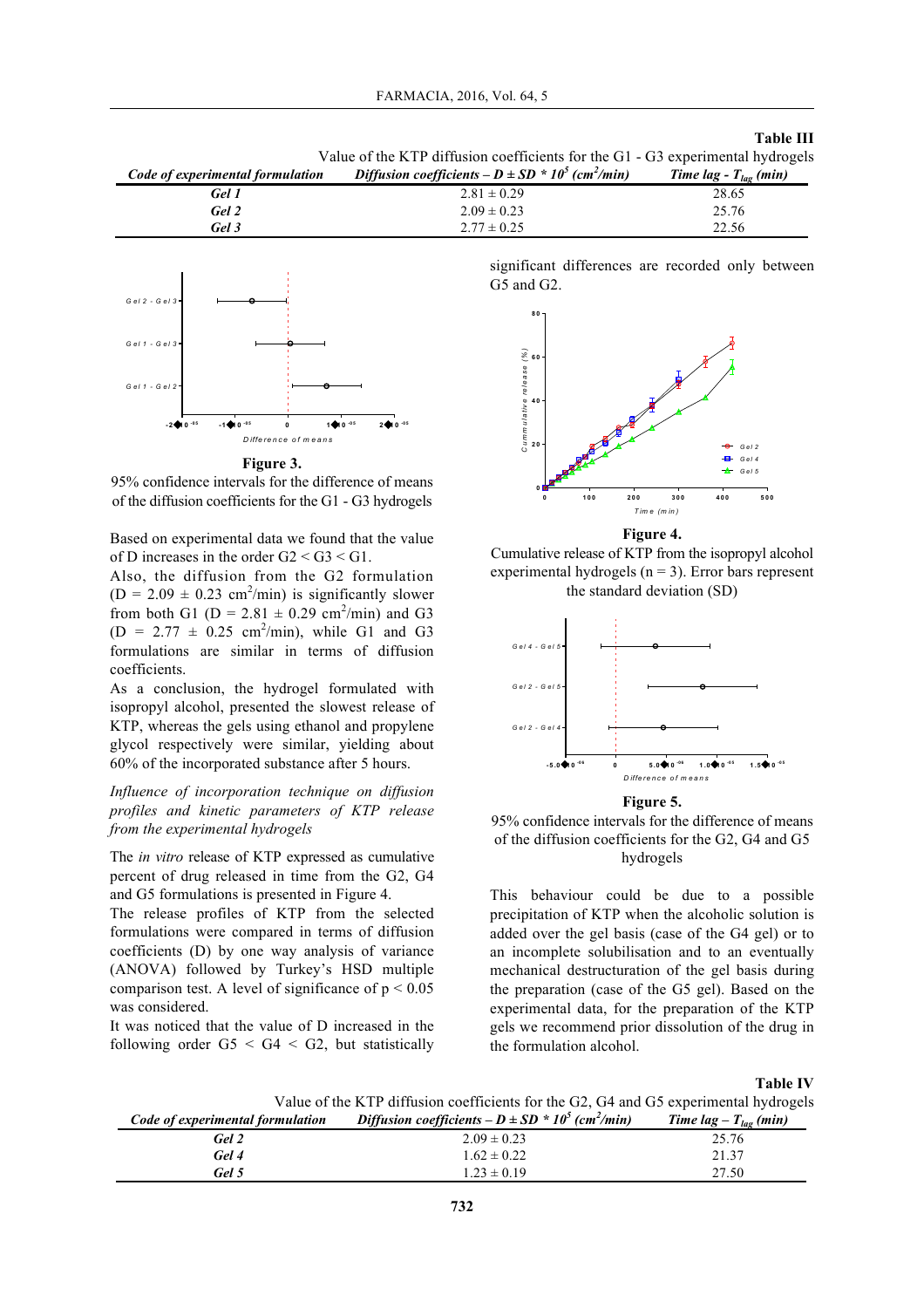**Table III**

Value of the KTP diffusion coefficients for the G1 - G3 experimental hydrogels

| *Code of experimental formulation* | *Diffusion coefficients – D ± SD * $10^5$ (cm²/min)* | *Time lag – $T_{lag}$ (min)* |
|---|---|---|
| *Gel 1* | 2.81 ± 0.29 | 28.65 |
| *Gel 2* | 2.09 ± 0.23 | 25.76 |
| *Gel 3* | 2.77 ± 0.25 | 22.56 |

**Figure 3.**
95% confidence intervals for the difference of means of the diffusion coefficients for the G1 - G3 hydrogels

Based on experimental data we found that the value of D increases in the order G2 < G3 < G1.

Also, the diffusion from the G2 formulation (D = 2.09 ± 0.23 cm²/min) is significantly slower from both G1 (D = 2.81 ± 0.29 cm²/min) and G3 (D = 2.77 ± 0.25 cm²/min), while G1 and G3 formulations are similar in terms of diffusion coefficients.

As a conclusion, the hydrogel formulated with isopropyl alcohol, presented the slowest release of KTP, whereas the gels using ethanol and propylene glycol respectively were similar, yielding about 60% of the incorporated substance after 5 hours.

*Influence of incorporation technique on diffusion profiles and kinetic parameters of KTP release from the experimental hydrogels*

The *in vitro* release of KTP expressed as cumulative percent of drug released in time from the G2, G4 and G5 formulations is presented in Figure 4.

The release profiles of KTP from the selected formulations were compared in terms of diffusion coefficients (D) by one way analysis of variance (ANOVA) followed by Turkey's HSD multiple comparison test. A level of significance of $p < 0.05$ was considered.

It was noticed that the value of D increased in the following order G5 < G4 < G2, but statistically significant differences are recorded only between G5 and G2.

**Figure 4.**
Cumulative release of KTP from the isopropyl alcohol experimental hydrogels (n = 3). Error bars represent the standard deviation (SD)

**Figure 5.**
95% confidence intervals for the difference of means of the diffusion coefficients for the G2, G4 and G5 hydrogels

This behaviour could be due to a possible precipitation of KTP when the alcoholic solution is added over the gel basis (case of the G4 gel) or to an incomplete solubilisation and to an eventually mechanical destructuration of the gel basis during the preparation (case of the G5 gel). Based on the experimental data, for the preparation of the KTP gels we recommend prior dissolution of the drug in the formulation alcohol.

**Table IV**

Value of the KTP diffusion coefficients for the G2, G4 and G5 experimental hydrogels

| *Code of experimental formulation* | *Diffusion coefficients – D ± SD * $10^5$ (cm²/min)* | *Time lag – $T_{lag}$ (min)* |
|---|---|---|
| *Gel 2* | 2.09 ± 0.23 | 25.76 |
| *Gel 4* | 1.62 ± 0.22 | 21.37 |
| *Gel 5* | 1.23 ± 0.19 | 27.50 |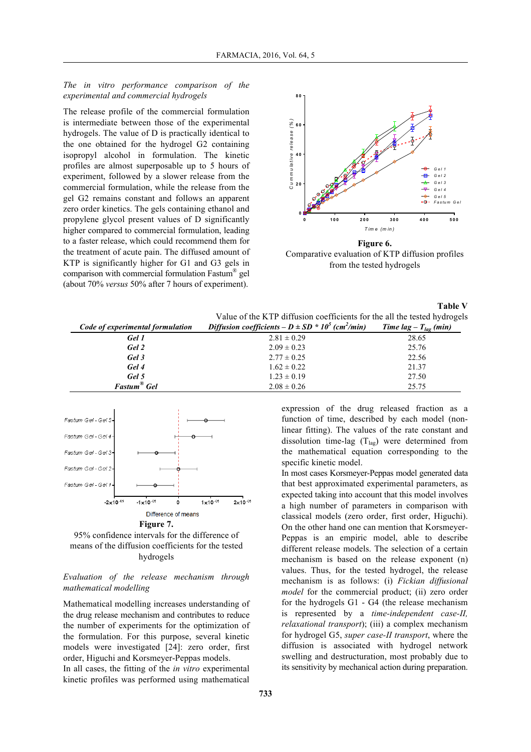*The in vitro performance comparison of the experimental and commercial hydrogels*

The release profile of the commercial formulation is intermediate between those of the experimental hydrogels. The value of D is practically identical to the one obtained for the hydrogel G2 containing isopropyl alcohol in formulation. The kinetic profiles are almost superposable up to 5 hours of experiment, followed by a slower release from the commercial formulation, while the release from the gel G2 remains constant and follows an apparent zero order kinetics. The gels containing ethanol and propylene glycol present values of D significantly higher compared to commercial formulation, leading to a faster release, which could recommend them for the treatment of acute pain. The diffused amount of KTP is significantly higher for G1 and G3 gels in comparison with commercial formulation Fastum® gel (about 70% *versus* 50% after 7 hours of experiment).

**Figure 6.**
Comparative evaluation of KTP diffusion profiles from the tested hydrogels

**Table V**
Value of the KTP diffusion coefficients for the all the tested hydrogels

| *Code of experimental formulation* | *Diffusion coefficients – D ± SD * $10^5$ ($cm^2$/min)* | *Time lag – $T_{lag}$ (min)* |
|---|---|---|
| ***Gel 1*** | 2.81 ± 0.29 | 28.65 |
| ***Gel 2*** | 2.09 ± 0.23 | 25.76 |
| ***Gel 3*** | 2.77 ± 0.25 | 22.56 |
| ***Gel 4*** | 1.62 ± 0.22 | 21.37 |
| ***Gel 5*** | 1.23 ± 0.19 | 27.50 |
| ***Fastum® Gel*** | 2.08 ± 0.26 | 25.75 |

**Figure 7.**
95% confidence intervals for the difference of means of the diffusion coefficients for the tested hydrogels

*Evaluation of the release mechanism through mathematical modelling*

Mathematical modelling increases understanding of the drug release mechanism and contributes to reduce the number of experiments for the optimization of the formulation. For this purpose, several kinetic models were investigated [24]: zero order, first order, Higuchi and Korsmeyer-Peppas models.

In all cases, the fitting of the *in vitro* experimental kinetic profiles was performed using mathematical expression of the drug released fraction as a function of time, described by each model (non-linear fitting). The values of the rate constant and dissolution time-lag ($T_{lag}$) were determined from the mathematical equation corresponding to the specific kinetic model.

In most cases Korsmeyer-Peppas model generated data that best approximated experimental parameters, as expected taking into account that this model involves a high number of parameters in comparison with classical models (zero order, first order, Higuchi). On the other hand one can mention that Korsmeyer-Peppas is an empiric model, able to describe different release models. The selection of a certain mechanism is based on the release exponent (n) values. Thus, for the tested hydrogel, the release mechanism is as follows: (i) *Fickian diffusional model* for the commercial product; (ii) zero order for the hydrogels G1 - G4 (the release mechanism is represented by a *time-independent case-II, relaxational transport*); (iii) a complex mechanism for hydrogel G5, *super case-II transport*, where the diffusion is associated with hydrogel network swelling and destruction, most probably due to its sensitivity by mechanical action during preparation.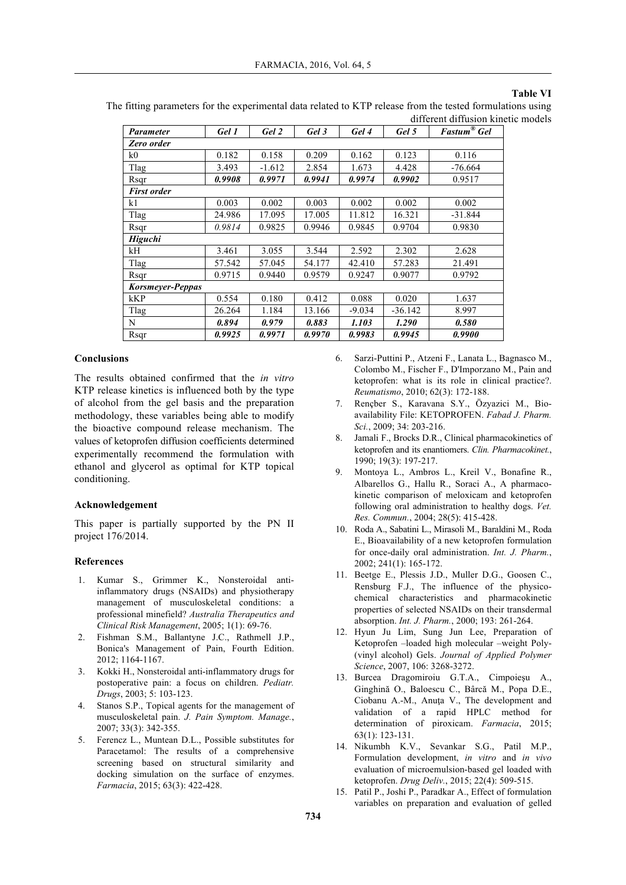**Table VI**

The fitting parameters for the experimental data related to KTP release from the tested formulations using different diffusion kinetic models

| *Parameter* | *Gel 1* | *Gel 2* | *Gel 3* | *Gel 4* | *Gel 5* | *Fastum® Gel* |
|---|---|---|---|---|---|---|
| ***Zero order*** | | | | | | |
| k0 | 0.182 | 0.158 | 0.209 | 0.162 | 0.123 | 0.116 |
| Tlag | 3.493 | -1.612 | 2.854 | 1.673 | 4.428 | -76.664 |
| Rsqr | ***0.9908*** | ***0.9971*** | ***0.9941*** | ***0.9974*** | ***0.9902*** | 0.9517 |
| ***First order*** | | | | | | |
| k1 | 0.003 | 0.002 | 0.003 | 0.002 | 0.002 | 0.002 |
| Tlag | 24.986 | 17.095 | 17.005 | 11.812 | 16.321 | -31.844 |
| Rsqr | *0.9814* | 0.9825 | 0.9946 | 0.9845 | 0.9704 | 0.9830 |
| ***Higuchi*** | | | | | | |
| kH | 3.461 | 3.055 | 3.544 | 2.592 | 2.302 | 2.628 |
| Tlag | 57.542 | 57.045 | 54.177 | 42.410 | 57.283 | 21.491 |
| Rsqr | 0.9715 | 0.9440 | 0.9579 | 0.9247 | 0.9077 | 0.9792 |
| ***Korsmeyer-Peppas*** | | | | | | |
| kKP | 0.554 | 0.180 | 0.412 | 0.088 | 0.020 | 1.637 |
| Tlag | 26.264 | 1.184 | 13.166 | -9.034 | -36.142 | 8.997 |
| N | ***0.894*** | ***0.979*** | ***0.883*** | ***1.103*** | ***1.290*** | ***0.580*** |
| Rsqr | ***0.9925*** | ***0.9971*** | ***0.9970*** | ***0.9983*** | ***0.9945*** | ***0.9900*** |

## Conclusions

The results obtained confirmed that the *in vitro* KTP release kinetics is influenced both by the type of alcohol from the gel basis and the preparation methodology, these variables being able to modify the bioactive compound release mechanism. The values of ketoprofen diffusion coefficients determined experimentally recommend the formulation with ethanol and glycerol as optimal for KTP topical conditioning.

## Acknowledgement

This paper is partially supported by the PN II project 176/2014.

## References

1. Kumar S., Grimmer K., Nonsteroidal anti-inflammatory drugs (NSAIDs) and physiotherapy management of musculoskeletal conditions: a professional minefield? *Australia Therapeutics and Clinical Risk Management*, 2005; 1(1): 69-76.
2. Fishman S.M., Ballantyne J.C., Rathmell J.P., Bonica's Management of Pain, Fourth Edition. 2012; 1164-1167.
3. Kokki H., Nonsteroidal anti-inflammatory drugs for postoperative pain: a focus on children. *Pediatr. Drugs*, 2003; 5: 103-123.
4. Stanos S.P., Topical agents for the management of musculoskeletal pain. *J. Pain Symptom. Manage.*, 2007; 33(3): 342-355.
5. Ferencz L., Muntean D.L., Possible substitutes for Paracetamol: The results of a comprehensive screening based on structural similarity and docking simulation on the surface of enzymes. *Farmacia*, 2015; 63(3): 422-428.
6. Sarzi-Puttini P., Atzeni F., Lanata L., Bagnasco M., Colombo M., Fischer F., D'Imporzano M., Pain and ketoprofen: what is its role in clinical practice?. *Reumatismo*, 2010; 62(3): 172-188.
7. Rençber S., Karavana S.Y., Özyazici M., Bio-availability File: KETOPROFEN. *Fabad J. Pharm. Sci.*, 2009; 34: 203-216.
8. Jamali F., Brocks D.R., Clinical pharmacokinetics of ketoprofen and its enantiomers. *Clin. Pharmacokinet.*, 1990; 19(3): 197-217.
9. Montoya L., Ambros L., Kreil V., Bonafine R., Albarellos G., Hallu R., Soraci A., A pharmacokinetic comparison of meloxicam and ketoprofen following oral administration to healthy dogs. *Vet. Res. Commun.*, 2004; 28(5): 415-428.
10. Roda A., Sabatini L., Mirasoli M., Baraldini M., Roda E., Bioavailability of a new ketoprofen formulation for once-daily oral administration. *Int. J. Pharm.*, 2002; 241(1): 165-172.
11. Beetge E., Plessis J.D., Muller D.G., Goosen C., Rensburg F.J., The influence of the physicochemical characteristics and pharmacokinetic properties of selected NSAIDs on their transdermal absorption. *Int. J. Pharm.*, 2000; 193: 261-264.
12. Hyun Ju Lim, Sung Jun Lee, Preparation of Ketoprofen –loaded high molecular –weight Poly-(vinyl alcohol) Gels. *Journal of Applied Polymer Science*, 2007, 106: 3268-3272.
13. Burcea Dragomiroiu G.T.A., Cimpoieşu A., Ginghină O., Baloescu C., Bârcă M., Popa D.E., Ciobanu A.-M., Anuţa V., The development and validation of a rapid HPLC method for determination of piroxicam. *Farmacia*, 2015; 63(1): 123-131.
14. Nikumbh K.V., Sevankar S.G., Patil M.P., Formulation development, *in vitro* and *in vivo* evaluation of microemulsion-based gel loaded with ketoprofen. *Drug Deliv.*, 2015; 22(4): 509-515.
15. Patil P., Joshi P., Paradkar A., Effect of formulation variables on preparation and evaluation of gelled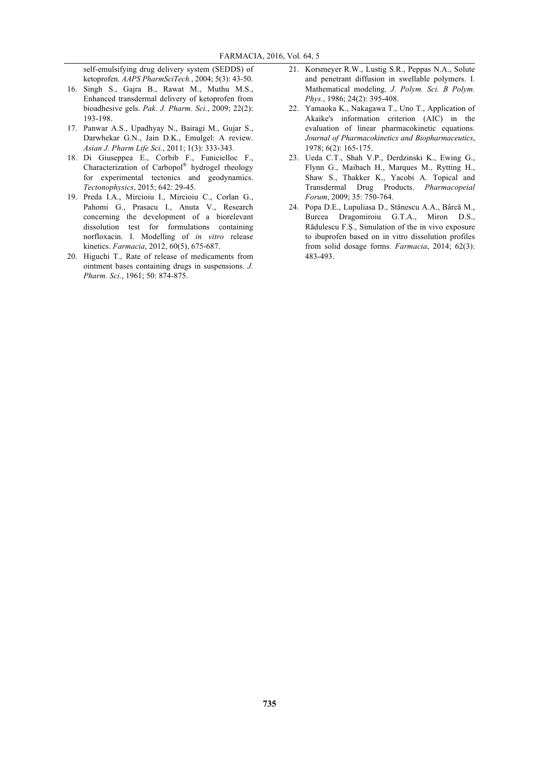self-emulsifying drug delivery system (SEDDS) of ketoprofen. *AAPS PharmSciTech.*, 2004; 5(3): 43-50.

16. Singh S., Gajra B., Rawat M., Muthu M.S., Enhanced transdermal delivery of ketoprofen from bioadhesive gels. *Pak. J. Pharm. Sci.*, 2009; 22(2): 193-198.
17. Panwar A.S., Upadhyay N., Bairagi M., Gujar S., Darwhekar G.N., Jain D.K., Emulgel: A review. *Asian J. Pharm Life Sci.*, 2011; 1(3): 333-343.
18. Di Giuseppea E., Corbib F., Funicielloc F., Characterization of Carbopol® hydrogel rheology for experimental tectonics and geodynamics. *Tectonophysics*, 2015; 642: 29-45.
19. Preda I.A., Mircioiu I., Mircioiu C., Corlan G., Pahomi G., Prasacu I., Anuta V., Research concerning the development of a biorelevant dissolution test for formulations containing norfloxacin. I. Modelling of *in vitro* release kinetics. *Farmacia*, 2012, 60(5), 675-687.
20. Higuchi T., Rate of release of medicaments from ointment bases containing drugs in suspensions. *J. Pharm. Sci.*, 1961; 50: 874-875.
21. Korsmeyer R.W., Lustig S.R., Peppas N.A., Solute and penetrant diffusion in swellable polymers. I. Mathematical modeling. *J. Polym. Sci. B Polym. Phys.*, 1986; 24(2): 395-408.
22. Yamaoka K., Nakagawa T., Uno T., Application of Akaike's information criterion (AIC) in the evaluation of linear pharmacokinetic equations. *Journal of Pharmacokinetics and Biopharmaceutics*, 1978; 6(2): 165-175.
23. Ueda C.T., Shah V.P., Derdzinski K., Ewing G., Flynn G., Maibach H., Marques M., Rytting H., Shaw S., Thakker K., Yacobi A. Topical and Transdermal Drug Products. *Pharmacopeial Forum*, 2009; 35: 750-764.
24. Popa D.E., Lupuliasa D., Stănescu A.A., Bârcă M., Burcea Dragomiroiu G.T.A., Miron D.S., Rădulescu F.Ș., Simulation of the in vivo exposure to ibuprofen based on in vitro dissolution profiles from solid dosage forms. *Farmacia*, 2014; 62(3): 483-493.